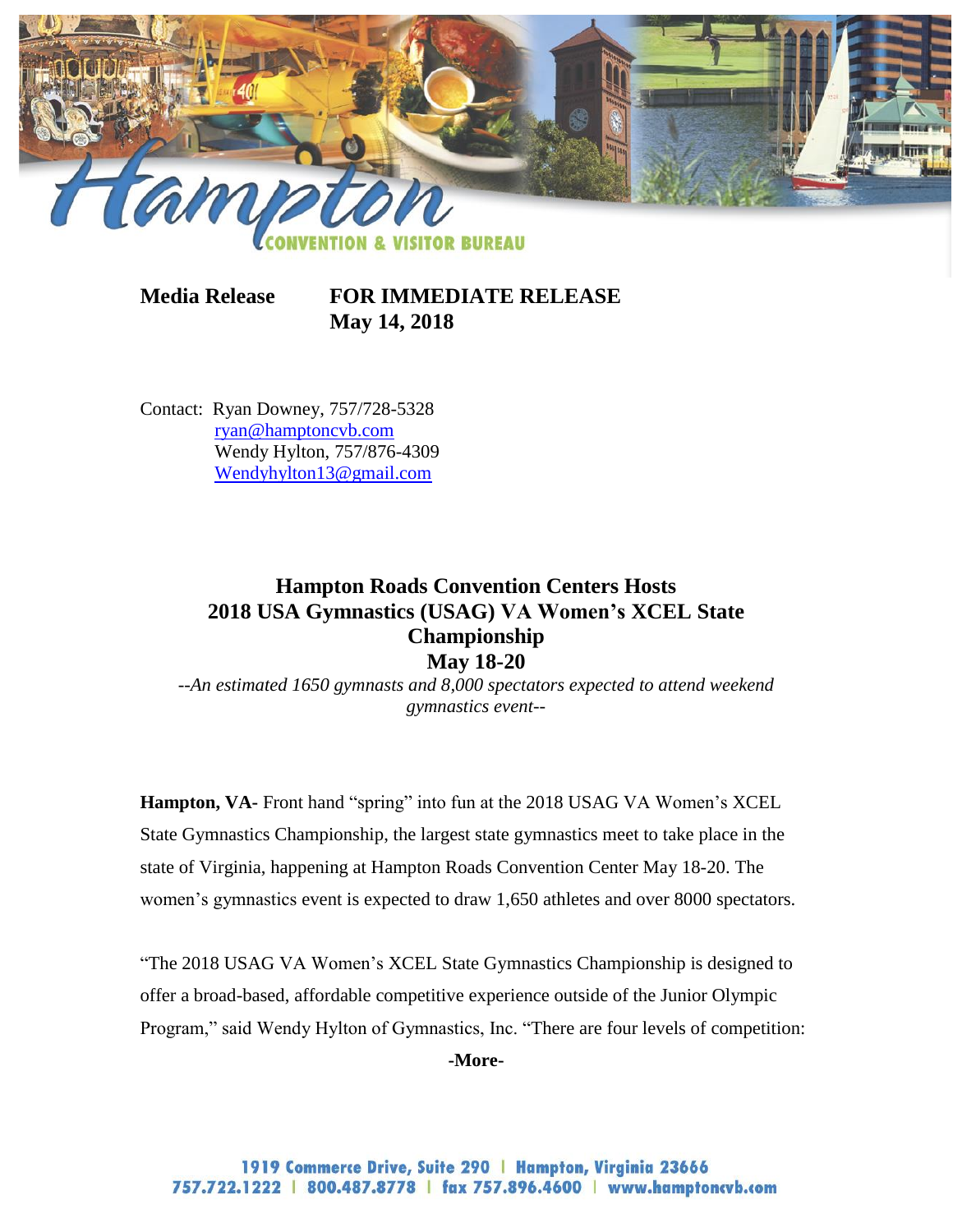**Media Release** **FOR IMMEDIATE RELEASE**
**May 14, 2018**

Contact: Ryan Downey, 757/728-5328
ryan@hamptoncvb.com
Wendy Hylton, 757/876-4309
Wendyhylton13@gmail.com

# Hampton Roads Convention Centers Hosts 2018 USA Gymnastics (USAG) VA Women's XCEL State Championship May 18-20

*--An estimated 1650 gymnasts and 8,000 spectators expected to attend weekend gymnastics event--*

**Hampton, VA-** Front hand "spring" into fun at the 2018 USAG VA Women's XCEL State Gymnastics Championship, the largest state gymnastics meet to take place in the state of Virginia, happening at Hampton Roads Convention Center May 18-20. The women's gymnastics event is expected to draw 1,650 athletes and over 8000 spectators.

"The 2018 USAG VA Women's XCEL State Gymnastics Championship is designed to offer a broad-based, affordable competitive experience outside of the Junior Olympic Program," said Wendy Hylton of Gymnastics, Inc. "There are four levels of competition:

**-More-**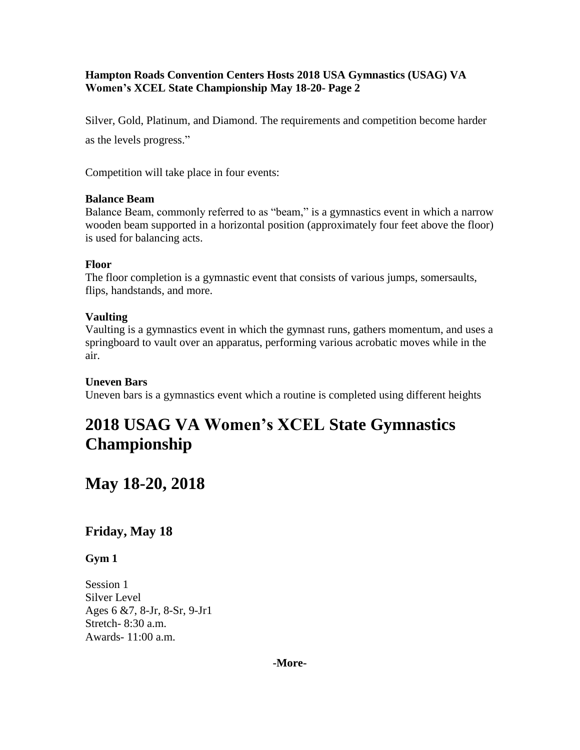Silver, Gold, Platinum, and Diamond. The requirements and competition become harder as the levels progress."

Competition will take place in four events:

**Balance Beam**
Balance Beam, commonly referred to as "beam," is a gymnastics event in which a narrow wooden beam supported in a horizontal position (approximately four feet above the floor) is used for balancing acts.

**Floor**
The floor completion is a gymnastic event that consists of various jumps, somersaults, flips, handstands, and more.

**Vaulting**
Vaulting is a gymnastics event in which the gymnast runs, gathers momentum, and uses a springboard to vault over an apparatus, performing various acrobatic moves while in the air.

**Uneven Bars**
Uneven bars is a gymnastics event which a routine is completed using different heights

# 2018 USAG VA Women's XCEL State Gymnastics Championship

# May 18-20, 2018

## Friday, May 18

### Gym 1

Session 1
Silver Level
Ages 6 &7, 8-Jr, 8-Sr, 9-Jr1
Stretch- 8:30 a.m.
Awards- 11:00 a.m.

**-More-**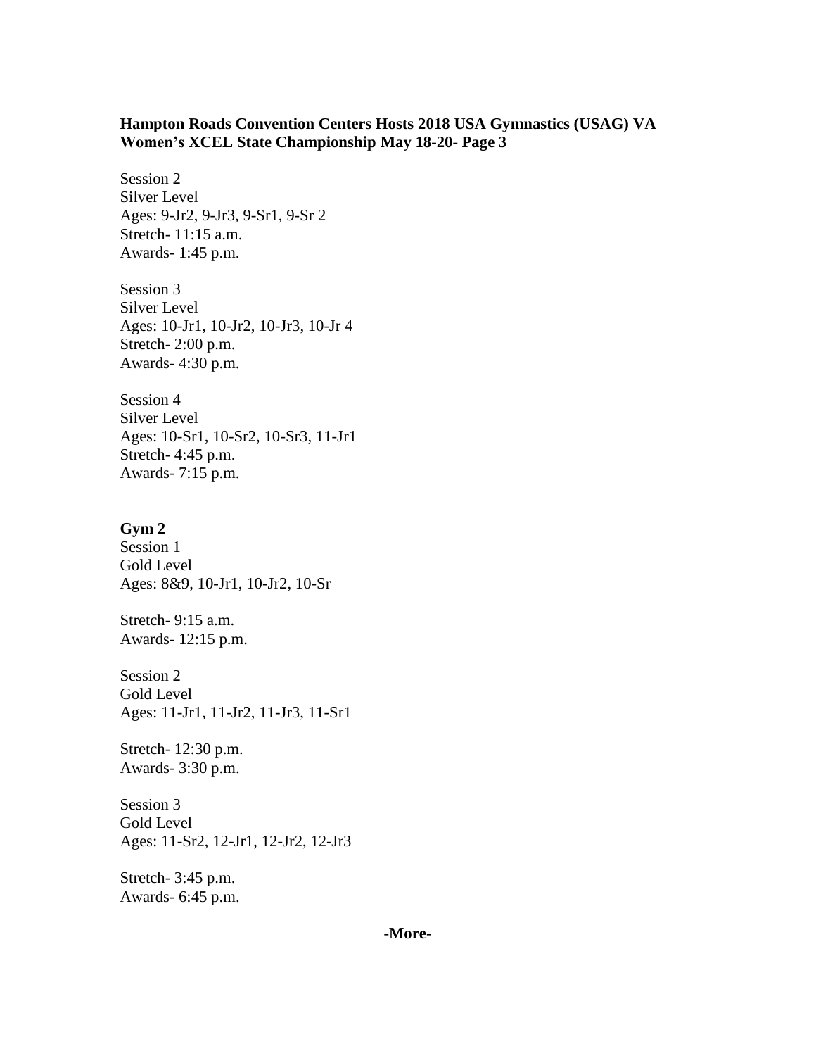**Hampton Roads Convention Centers Hosts 2018 USA Gymnastics (USAG) VA Women's XCEL State Championship May 18-20- Page 3**

Session 2
Silver Level
Ages: 9-Jr2, 9-Jr3, 9-Sr1, 9-Sr 2
Stretch- 11:15 a.m.
Awards- 1:45 p.m.

Session 3
Silver Level
Ages: 10-Jr1, 10-Jr2, 10-Jr3, 10-Jr 4
Stretch- 2:00 p.m.
Awards- 4:30 p.m.

Session 4
Silver Level
Ages: 10-Sr1, 10-Sr2, 10-Sr3, 11-Jr1
Stretch- 4:45 p.m.
Awards- 7:15 p.m.

**Gym 2**
Session 1
Gold Level
Ages: 8&9, 10-Jr1, 10-Jr2, 10-Sr

Stretch- 9:15 a.m.
Awards- 12:15 p.m.

Session 2
Gold Level
Ages: 11-Jr1, 11-Jr2, 11-Jr3, 11-Sr1

Stretch- 12:30 p.m.
Awards- 3:30 p.m.

Session 3
Gold Level
Ages: 11-Sr2, 12-Jr1, 12-Jr2, 12-Jr3

Stretch- 3:45 p.m.
Awards- 6:45 p.m.

**-More-**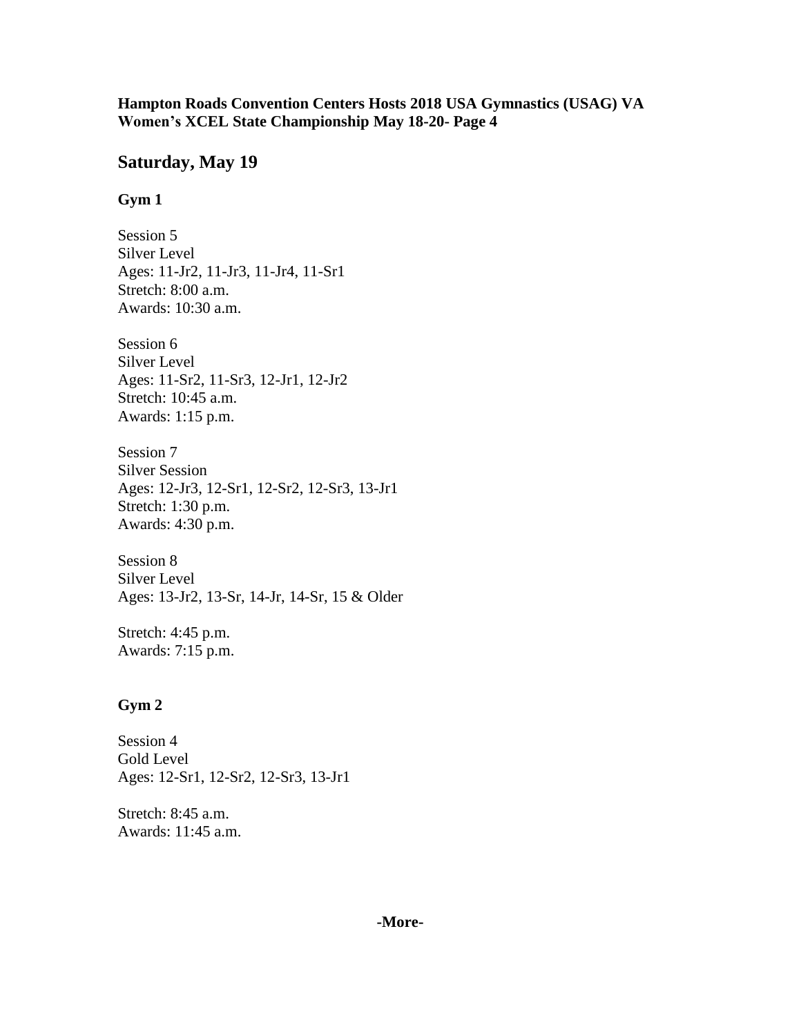## Saturday, May 19

### Gym 1

Session 5
Silver Level
Ages: 11-Jr2, 11-Jr3, 11-Jr4, 11-Sr1
Stretch: 8:00 a.m.
Awards: 10:30 a.m.

Session 6
Silver Level
Ages: 11-Sr2, 11-Sr3, 12-Jr1, 12-Jr2
Stretch: 10:45 a.m.
Awards: 1:15 p.m.

Session 7
Silver Session
Ages: 12-Jr3, 12-Sr1, 12-Sr2, 12-Sr3, 13-Jr1
Stretch: 1:30 p.m.
Awards: 4:30 p.m.

Session 8
Silver Level
Ages: 13-Jr2, 13-Sr, 14-Jr, 14-Sr, 15 & Older

Stretch: 4:45 p.m.
Awards: 7:15 p.m.

### Gym 2

Session 4
Gold Level
Ages: 12-Sr1, 12-Sr2, 12-Sr3, 13-Jr1

Stretch: 8:45 a.m.
Awards: 11:45 a.m.

**-More-**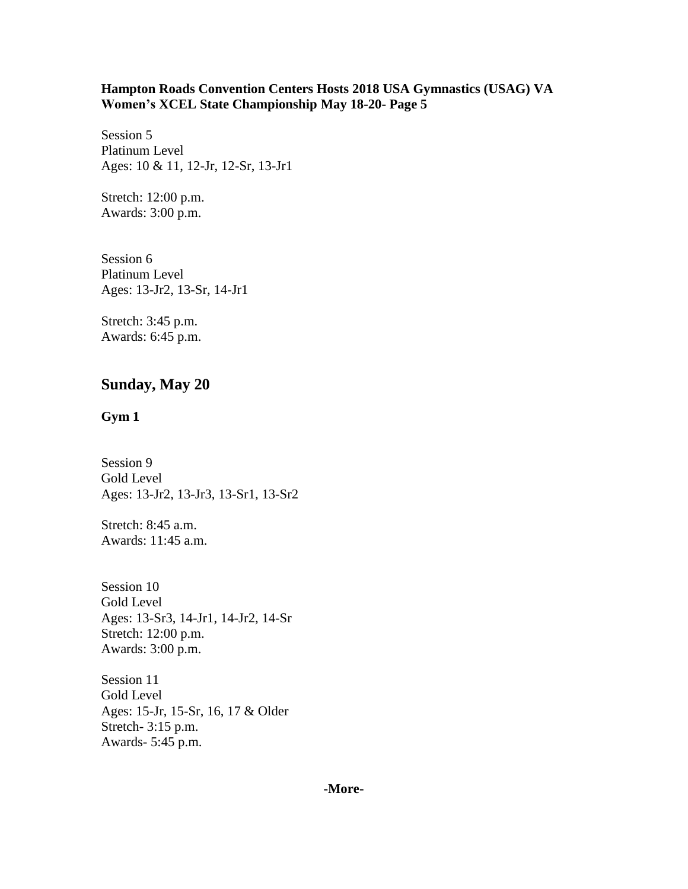**Hampton Roads Convention Centers Hosts 2018 USA Gymnastics (USAG) VA Women's XCEL State Championship May 18-20- Page 5**

Session 5
Platinum Level
Ages: 10 & 11, 12-Jr, 12-Sr, 13-Jr1

Stretch: 12:00 p.m.
Awards: 3:00 p.m.

Session 6
Platinum Level
Ages: 13-Jr2, 13-Sr, 14-Jr1

Stretch: 3:45 p.m.
Awards: 6:45 p.m.

## Sunday, May 20

**Gym 1**

Session 9
Gold Level
Ages: 13-Jr2, 13-Jr3, 13-Sr1, 13-Sr2

Stretch: 8:45 a.m.
Awards: 11:45 a.m.

Session 10
Gold Level
Ages: 13-Sr3, 14-Jr1, 14-Jr2, 14-Sr
Stretch: 12:00 p.m.
Awards: 3:00 p.m.

Session 11
Gold Level
Ages: 15-Jr, 15-Sr, 16, 17 & Older
Stretch- 3:15 p.m.
Awards- 5:45 p.m.

**-More-**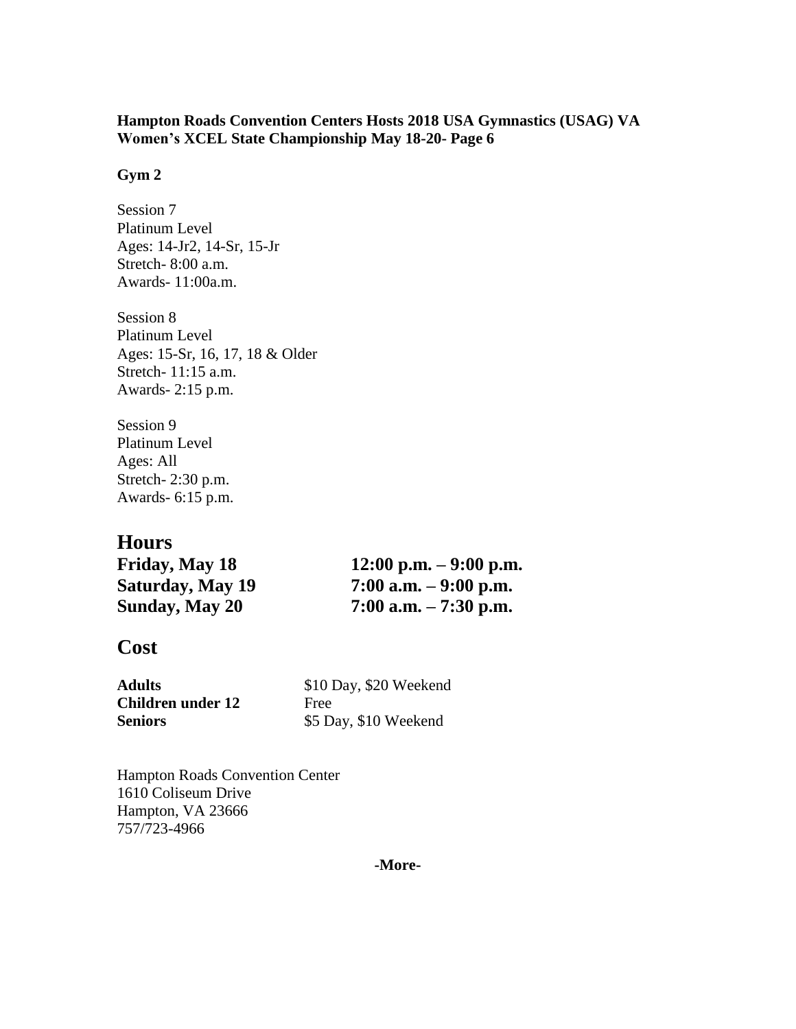**Hampton Roads Convention Centers Hosts 2018 USA Gymnastics (USAG) VA Women's XCEL State Championship May 18-20- Page 6**

**Gym 2**

Session 7
Platinum Level
Ages: 14-Jr2, 14-Sr, 15-Jr
Stretch- 8:00 a.m.
Awards- 11:00a.m.

Session 8
Platinum Level
Ages: 15-Sr, 16, 17, 18 & Older
Stretch- 11:15 a.m.
Awards- 2:15 p.m.

Session 9
Platinum Level
Ages: All
Stretch- 2:30 p.m.
Awards- 6:15 p.m.

## Hours

| | |
|---|---|
| **Friday, May 18** | **12:00 p.m. – 9:00 p.m.** |
| **Saturday, May 19** | **7:00 a.m. – 9:00 p.m.** |
| **Sunday, May 20** | **7:00 a.m. – 7:30 p.m.** |

## Cost

| | |
|---|---|
| **Adults** | $10 Day, $20 Weekend |
| **Children under 12** | Free |
| **Seniors** | $5 Day, $10 Weekend |

Hampton Roads Convention Center
1610 Coliseum Drive
Hampton, VA 23666
757/723-4966

**-More-**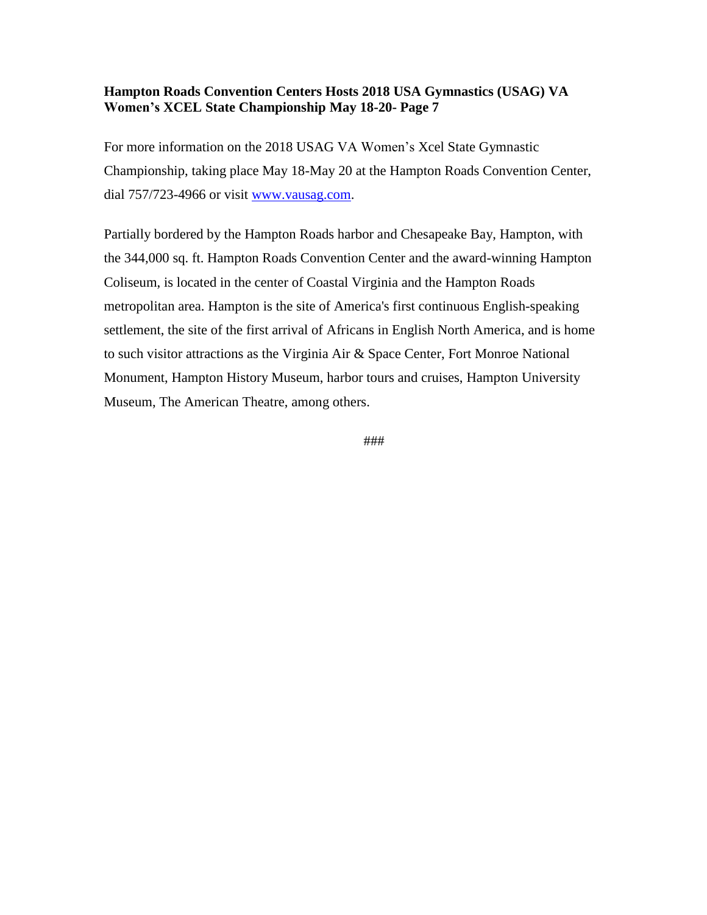**Hampton Roads Convention Centers Hosts 2018 USA Gymnastics (USAG) VA Women's XCEL State Championship May 18-20- Page 7**

For more information on the 2018 USAG VA Women's Xcel State Gymnastic Championship, taking place May 18-May 20 at the Hampton Roads Convention Center, dial 757/723-4966 or visit [www.vausag.com](http://www.vausag.com).

Partially bordered by the Hampton Roads harbor and Chesapeake Bay, Hampton, with the 344,000 sq. ft. Hampton Roads Convention Center and the award-winning Hampton Coliseum, is located in the center of Coastal Virginia and the Hampton Roads metropolitan area. Hampton is the site of America's first continuous English-speaking settlement, the site of the first arrival of Africans in English North America, and is home to such visitor attractions as the Virginia Air & Space Center, Fort Monroe National Monument, Hampton History Museum, harbor tours and cruises, Hampton University Museum, The American Theatre, among others.

###